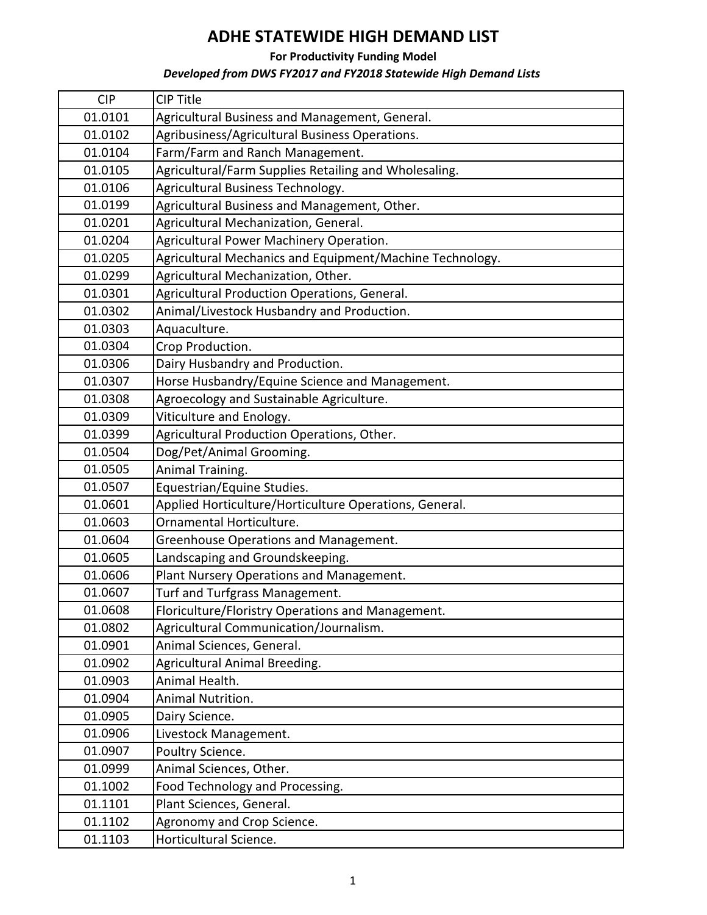# ADHE STATEWIDE HIGH DEMAND LIST

**For Productivity Funding Model**

***Developed from DWS FY2017 and FY2018 Statewide High Demand Lists***

| CIP | CIP Title |
|---|---|
| 01.0101 | Agricultural Business and Management, General. |
| 01.0102 | Agribusiness/Agricultural Business Operations. |
| 01.0104 | Farm/Farm and Ranch Management. |
| 01.0105 | Agricultural/Farm Supplies Retailing and Wholesaling. |
| 01.0106 | Agricultural Business Technology. |
| 01.0199 | Agricultural Business and Management, Other. |
| 01.0201 | Agricultural Mechanization, General. |
| 01.0204 | Agricultural Power Machinery Operation. |
| 01.0205 | Agricultural Mechanics and Equipment/Machine Technology. |
| 01.0299 | Agricultural Mechanization, Other. |
| 01.0301 | Agricultural Production Operations, General. |
| 01.0302 | Animal/Livestock Husbandry and Production. |
| 01.0303 | Aquaculture. |
| 01.0304 | Crop Production. |
| 01.0306 | Dairy Husbandry and Production. |
| 01.0307 | Horse Husbandry/Equine Science and Management. |
| 01.0308 | Agroecology and Sustainable Agriculture. |
| 01.0309 | Viticulture and Enology. |
| 01.0399 | Agricultural Production Operations, Other. |
| 01.0504 | Dog/Pet/Animal Grooming. |
| 01.0505 | Animal Training. |
| 01.0507 | Equestrian/Equine Studies. |
| 01.0601 | Applied Horticulture/Horticulture Operations, General. |
| 01.0603 | Ornamental Horticulture. |
| 01.0604 | Greenhouse Operations and Management. |
| 01.0605 | Landscaping and Groundskeeping. |
| 01.0606 | Plant Nursery Operations and Management. |
| 01.0607 | Turf and Turfgrass Management. |
| 01.0608 | Floriculture/Floristry Operations and Management. |
| 01.0802 | Agricultural Communication/Journalism. |
| 01.0901 | Animal Sciences, General. |
| 01.0902 | Agricultural Animal Breeding. |
| 01.0903 | Animal Health. |
| 01.0904 | Animal Nutrition. |
| 01.0905 | Dairy Science. |
| 01.0906 | Livestock Management. |
| 01.0907 | Poultry Science. |
| 01.0999 | Animal Sciences, Other. |
| 01.1002 | Food Technology and Processing. |
| 01.1101 | Plant Sciences, General. |
| 01.1102 | Agronomy and Crop Science. |
| 01.1103 | Horticultural Science. |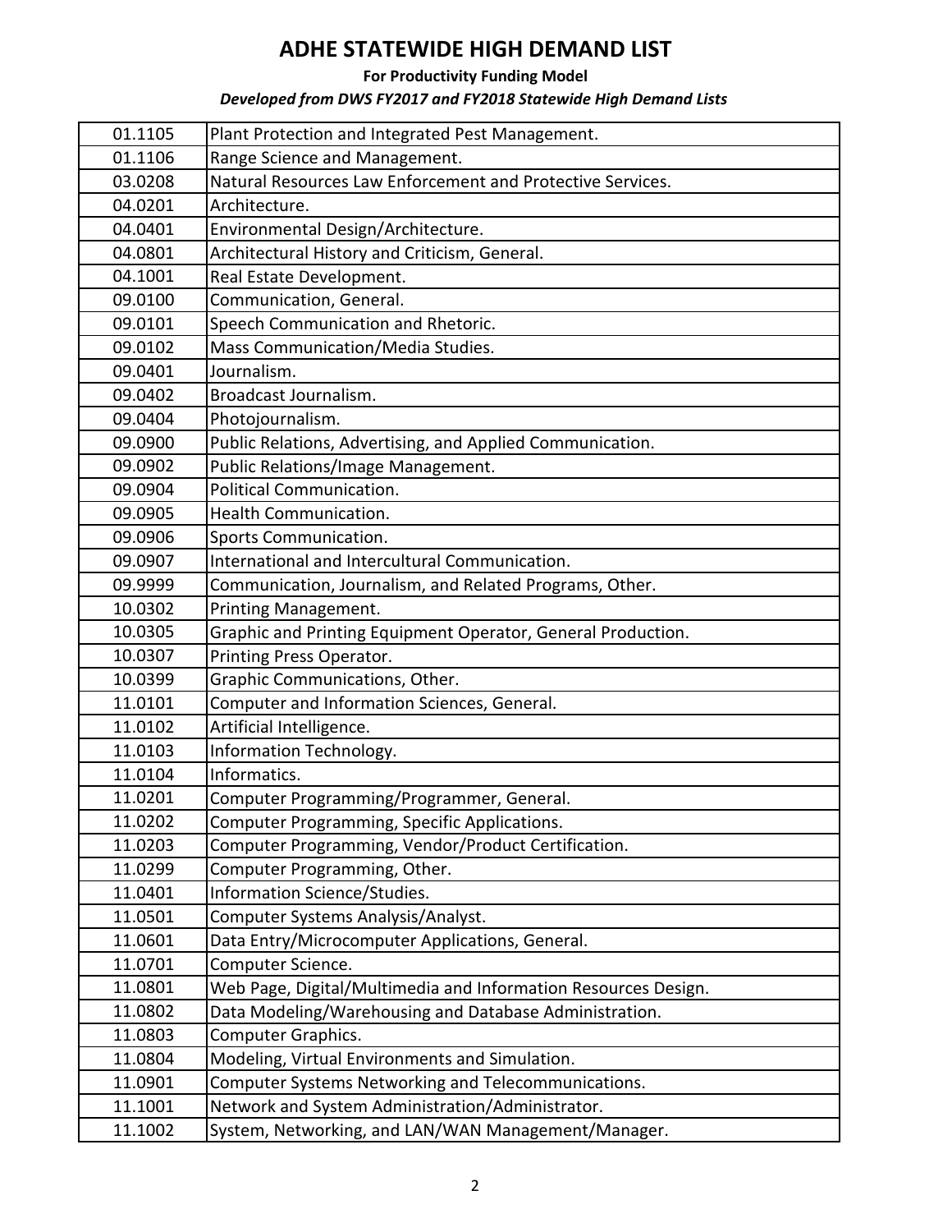# ADHE STATEWIDE HIGH DEMAND LIST

**For Productivity Funding Model**

***Developed from DWS FY2017 and FY2018 Statewide High Demand Lists***

| | |
|---|---|
| 01.1105 | Plant Protection and Integrated Pest Management. |
| 01.1106 | Range Science and Management. |
| 03.0208 | Natural Resources Law Enforcement and Protective Services. |
| 04.0201 | Architecture. |
| 04.0401 | Environmental Design/Architecture. |
| 04.0801 | Architectural History and Criticism, General. |
| 04.1001 | Real Estate Development. |
| 09.0100 | Communication, General. |
| 09.0101 | Speech Communication and Rhetoric. |
| 09.0102 | Mass Communication/Media Studies. |
| 09.0401 | Journalism. |
| 09.0402 | Broadcast Journalism. |
| 09.0404 | Photojournalism. |
| 09.0900 | Public Relations, Advertising, and Applied Communication. |
| 09.0902 | Public Relations/Image Management. |
| 09.0904 | Political Communication. |
| 09.0905 | Health Communication. |
| 09.0906 | Sports Communication. |
| 09.0907 | International and Intercultural Communication. |
| 09.9999 | Communication, Journalism, and Related Programs, Other. |
| 10.0302 | Printing Management. |
| 10.0305 | Graphic and Printing Equipment Operator, General Production. |
| 10.0307 | Printing Press Operator. |
| 10.0399 | Graphic Communications, Other. |
| 11.0101 | Computer and Information Sciences, General. |
| 11.0102 | Artificial Intelligence. |
| 11.0103 | Information Technology. |
| 11.0104 | Informatics. |
| 11.0201 | Computer Programming/Programmer, General. |
| 11.0202 | Computer Programming, Specific Applications. |
| 11.0203 | Computer Programming, Vendor/Product Certification. |
| 11.0299 | Computer Programming, Other. |
| 11.0401 | Information Science/Studies. |
| 11.0501 | Computer Systems Analysis/Analyst. |
| 11.0601 | Data Entry/Microcomputer Applications, General. |
| 11.0701 | Computer Science. |
| 11.0801 | Web Page, Digital/Multimedia and Information Resources Design. |
| 11.0802 | Data Modeling/Warehousing and Database Administration. |
| 11.0803 | Computer Graphics. |
| 11.0804 | Modeling, Virtual Environments and Simulation. |
| 11.0901 | Computer Systems Networking and Telecommunications. |
| 11.1001 | Network and System Administration/Administrator. |
| 11.1002 | System, Networking, and LAN/WAN Management/Manager. |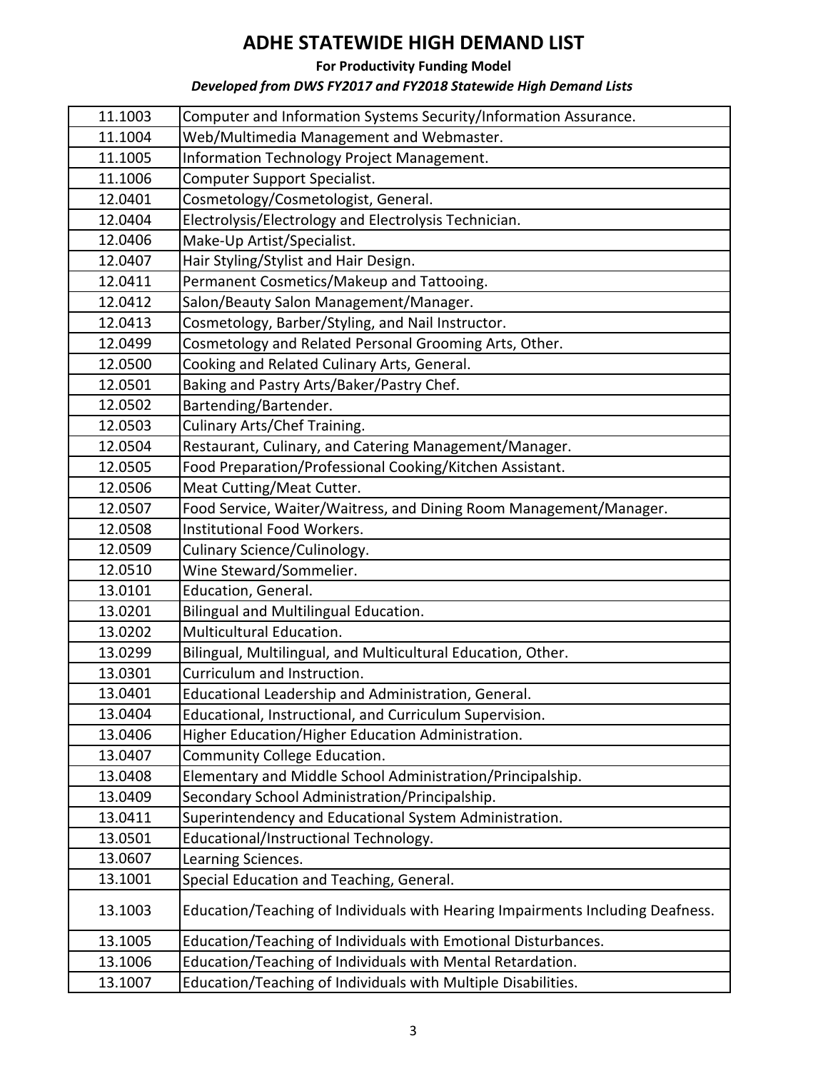# ADHE STATEWIDE HIGH DEMAND LIST

**For Productivity Funding Model**

***Developed from DWS FY2017 and FY2018 Statewide High Demand Lists***

| | |
|---|---|
| 11.1003 | Computer and Information Systems Security/Information Assurance. |
| 11.1004 | Web/Multimedia Management and Webmaster. |
| 11.1005 | Information Technology Project Management. |
| 11.1006 | Computer Support Specialist. |
| 12.0401 | Cosmetology/Cosmetologist, General. |
| 12.0404 | Electrolysis/Electrology and Electrolysis Technician. |
| 12.0406 | Make-Up Artist/Specialist. |
| 12.0407 | Hair Styling/Stylist and Hair Design. |
| 12.0411 | Permanent Cosmetics/Makeup and Tattooing. |
| 12.0412 | Salon/Beauty Salon Management/Manager. |
| 12.0413 | Cosmetology, Barber/Styling, and Nail Instructor. |
| 12.0499 | Cosmetology and Related Personal Grooming Arts, Other. |
| 12.0500 | Cooking and Related Culinary Arts, General. |
| 12.0501 | Baking and Pastry Arts/Baker/Pastry Chef. |
| 12.0502 | Bartending/Bartender. |
| 12.0503 | Culinary Arts/Chef Training. |
| 12.0504 | Restaurant, Culinary, and Catering Management/Manager. |
| 12.0505 | Food Preparation/Professional Cooking/Kitchen Assistant. |
| 12.0506 | Meat Cutting/Meat Cutter. |
| 12.0507 | Food Service, Waiter/Waitress, and Dining Room Management/Manager. |
| 12.0508 | Institutional Food Workers. |
| 12.0509 | Culinary Science/Culinology. |
| 12.0510 | Wine Steward/Sommelier. |
| 13.0101 | Education, General. |
| 13.0201 | Bilingual and Multilingual Education. |
| 13.0202 | Multicultural Education. |
| 13.0299 | Bilingual, Multilingual, and Multicultural Education, Other. |
| 13.0301 | Curriculum and Instruction. |
| 13.0401 | Educational Leadership and Administration, General. |
| 13.0404 | Educational, Instructional, and Curriculum Supervision. |
| 13.0406 | Higher Education/Higher Education Administration. |
| 13.0407 | Community College Education. |
| 13.0408 | Elementary and Middle School Administration/Principalship. |
| 13.0409 | Secondary School Administration/Principalship. |
| 13.0411 | Superintendency and Educational System Administration. |
| 13.0501 | Educational/Instructional Technology. |
| 13.0607 | Learning Sciences. |
| 13.1001 | Special Education and Teaching, General. |
| 13.1003 | Education/Teaching of Individuals with Hearing Impairments Including Deafness. |
| 13.1005 | Education/Teaching of Individuals with Emotional Disturbances. |
| 13.1006 | Education/Teaching of Individuals with Mental Retardation. |
| 13.1007 | Education/Teaching of Individuals with Multiple Disabilities. |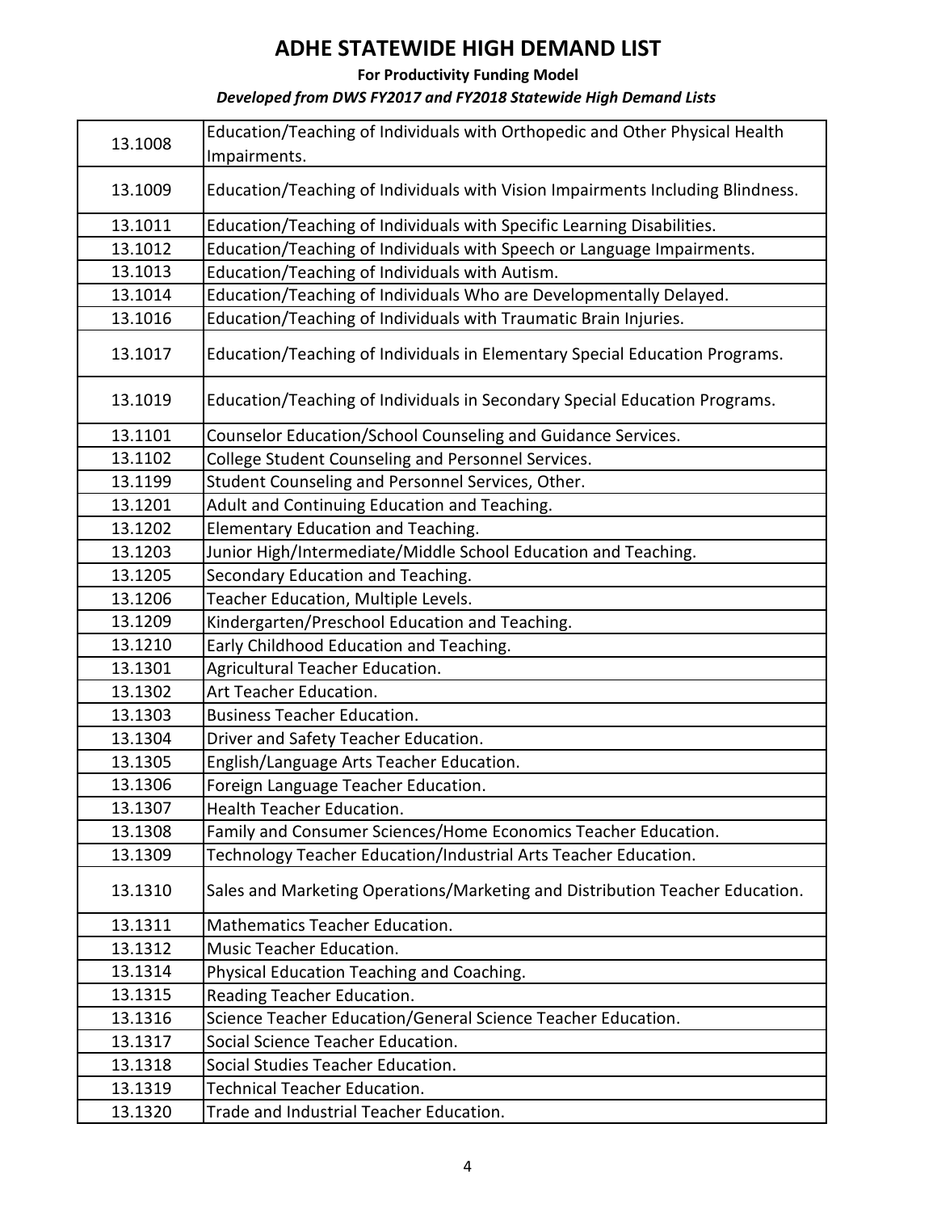# ADHE STATEWIDE HIGH DEMAND LIST

**For Productivity Funding Model**

***Developed from DWS FY2017 and FY2018 Statewide High Demand Lists***

| | |
|---|---|
| 13.1008 | Education/Teaching of Individuals with Orthopedic and Other Physical Health Impairments. |
| 13.1009 | Education/Teaching of Individuals with Vision Impairments Including Blindness. |
| 13.1011 | Education/Teaching of Individuals with Specific Learning Disabilities. |
| 13.1012 | Education/Teaching of Individuals with Speech or Language Impairments. |
| 13.1013 | Education/Teaching of Individuals with Autism. |
| 13.1014 | Education/Teaching of Individuals Who are Developmentally Delayed. |
| 13.1016 | Education/Teaching of Individuals with Traumatic Brain Injuries. |
| 13.1017 | Education/Teaching of Individuals in Elementary Special Education Programs. |
| 13.1019 | Education/Teaching of Individuals in Secondary Special Education Programs. |
| 13.1101 | Counselor Education/School Counseling and Guidance Services. |
| 13.1102 | College Student Counseling and Personnel Services. |
| 13.1199 | Student Counseling and Personnel Services, Other. |
| 13.1201 | Adult and Continuing Education and Teaching. |
| 13.1202 | Elementary Education and Teaching. |
| 13.1203 | Junior High/Intermediate/Middle School Education and Teaching. |
| 13.1205 | Secondary Education and Teaching. |
| 13.1206 | Teacher Education, Multiple Levels. |
| 13.1209 | Kindergarten/Preschool Education and Teaching. |
| 13.1210 | Early Childhood Education and Teaching. |
| 13.1301 | Agricultural Teacher Education. |
| 13.1302 | Art Teacher Education. |
| 13.1303 | Business Teacher Education. |
| 13.1304 | Driver and Safety Teacher Education. |
| 13.1305 | English/Language Arts Teacher Education. |
| 13.1306 | Foreign Language Teacher Education. |
| 13.1307 | Health Teacher Education. |
| 13.1308 | Family and Consumer Sciences/Home Economics Teacher Education. |
| 13.1309 | Technology Teacher Education/Industrial Arts Teacher Education. |
| 13.1310 | Sales and Marketing Operations/Marketing and Distribution Teacher Education. |
| 13.1311 | Mathematics Teacher Education. |
| 13.1312 | Music Teacher Education. |
| 13.1314 | Physical Education Teaching and Coaching. |
| 13.1315 | Reading Teacher Education. |
| 13.1316 | Science Teacher Education/General Science Teacher Education. |
| 13.1317 | Social Science Teacher Education. |
| 13.1318 | Social Studies Teacher Education. |
| 13.1319 | Technical Teacher Education. |
| 13.1320 | Trade and Industrial Teacher Education. |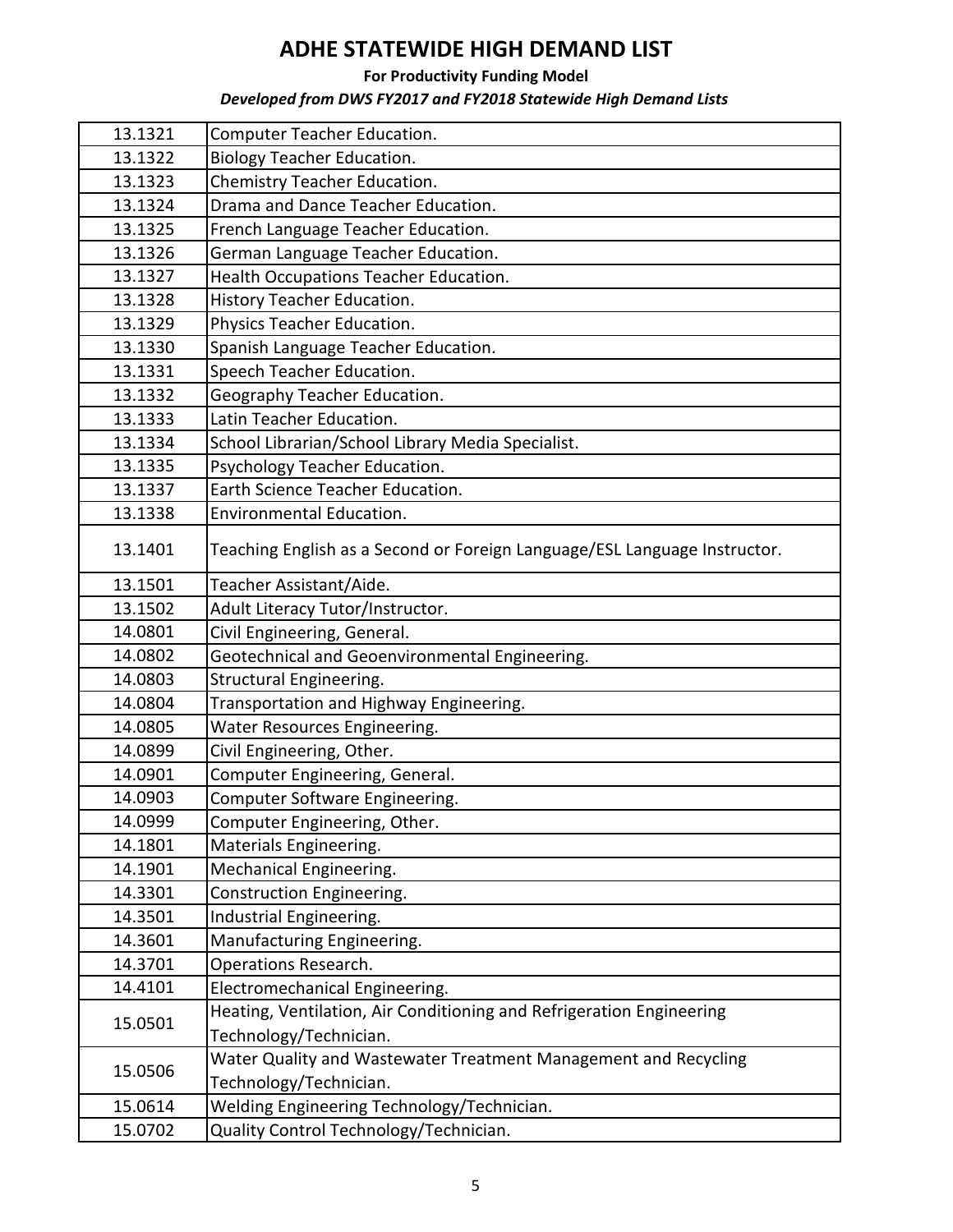# ADHE STATEWIDE HIGH DEMAND LIST

**For Productivity Funding Model**

***Developed from DWS FY2017 and FY2018 Statewide High Demand Lists***

| | |
|---|---|
| 13.1321 | Computer Teacher Education. |
| 13.1322 | Biology Teacher Education. |
| 13.1323 | Chemistry Teacher Education. |
| 13.1324 | Drama and Dance Teacher Education. |
| 13.1325 | French Language Teacher Education. |
| 13.1326 | German Language Teacher Education. |
| 13.1327 | Health Occupations Teacher Education. |
| 13.1328 | History Teacher Education. |
| 13.1329 | Physics Teacher Education. |
| 13.1330 | Spanish Language Teacher Education. |
| 13.1331 | Speech Teacher Education. |
| 13.1332 | Geography Teacher Education. |
| 13.1333 | Latin Teacher Education. |
| 13.1334 | School Librarian/School Library Media Specialist. |
| 13.1335 | Psychology Teacher Education. |
| 13.1337 | Earth Science Teacher Education. |
| 13.1338 | Environmental Education. |
| 13.1401 | Teaching English as a Second or Foreign Language/ESL Language Instructor. |
| 13.1501 | Teacher Assistant/Aide. |
| 13.1502 | Adult Literacy Tutor/Instructor. |
| 14.0801 | Civil Engineering, General. |
| 14.0802 | Geotechnical and Geoenvironmental Engineering. |
| 14.0803 | Structural Engineering. |
| 14.0804 | Transportation and Highway Engineering. |
| 14.0805 | Water Resources Engineering. |
| 14.0899 | Civil Engineering, Other. |
| 14.0901 | Computer Engineering, General. |
| 14.0903 | Computer Software Engineering. |
| 14.0999 | Computer Engineering, Other. |
| 14.1801 | Materials Engineering. |
| 14.1901 | Mechanical Engineering. |
| 14.3301 | Construction Engineering. |
| 14.3501 | Industrial Engineering. |
| 14.3601 | Manufacturing Engineering. |
| 14.3701 | Operations Research. |
| 14.4101 | Electromechanical Engineering. |
| 15.0501 | Heating, Ventilation, Air Conditioning and Refrigeration Engineering Technology/Technician. |
| 15.0506 | Water Quality and Wastewater Treatment Management and Recycling Technology/Technician. |
| 15.0614 | Welding Engineering Technology/Technician. |
| 15.0702 | Quality Control Technology/Technician. |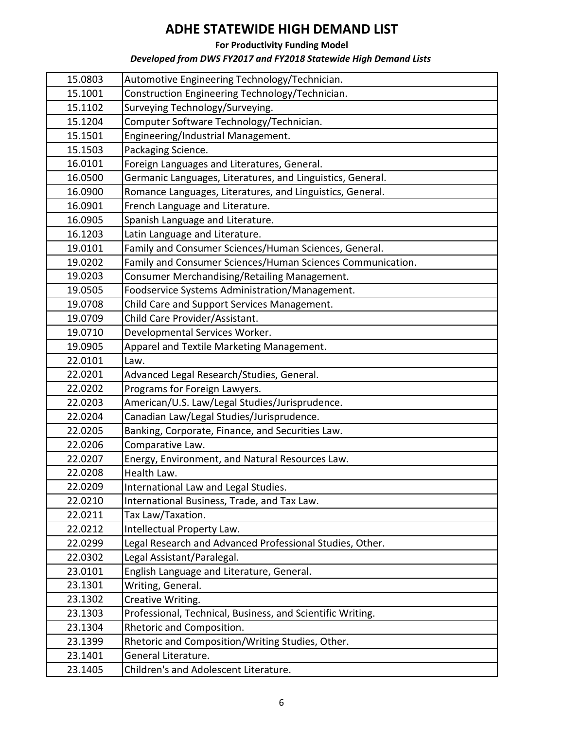# ADHE STATEWIDE HIGH DEMAND LIST

**For Productivity Funding Model**

***Developed from DWS FY2017 and FY2018 Statewide High Demand Lists***

| | |
|---|---|
| 15.0803 | Automotive Engineering Technology/Technician. |
| 15.1001 | Construction Engineering Technology/Technician. |
| 15.1102 | Surveying Technology/Surveying. |
| 15.1204 | Computer Software Technology/Technician. |
| 15.1501 | Engineering/Industrial Management. |
| 15.1503 | Packaging Science. |
| 16.0101 | Foreign Languages and Literatures, General. |
| 16.0500 | Germanic Languages, Literatures, and Linguistics, General. |
| 16.0900 | Romance Languages, Literatures, and Linguistics, General. |
| 16.0901 | French Language and Literature. |
| 16.0905 | Spanish Language and Literature. |
| 16.1203 | Latin Language and Literature. |
| 19.0101 | Family and Consumer Sciences/Human Sciences, General. |
| 19.0202 | Family and Consumer Sciences/Human Sciences Communication. |
| 19.0203 | Consumer Merchandising/Retailing Management. |
| 19.0505 | Foodservice Systems Administration/Management. |
| 19.0708 | Child Care and Support Services Management. |
| 19.0709 | Child Care Provider/Assistant. |
| 19.0710 | Developmental Services Worker. |
| 19.0905 | Apparel and Textile Marketing Management. |
| 22.0101 | Law. |
| 22.0201 | Advanced Legal Research/Studies, General. |
| 22.0202 | Programs for Foreign Lawyers. |
| 22.0203 | American/U.S. Law/Legal Studies/Jurisprudence. |
| 22.0204 | Canadian Law/Legal Studies/Jurisprudence. |
| 22.0205 | Banking, Corporate, Finance, and Securities Law. |
| 22.0206 | Comparative Law. |
| 22.0207 | Energy, Environment, and Natural Resources Law. |
| 22.0208 | Health Law. |
| 22.0209 | International Law and Legal Studies. |
| 22.0210 | International Business, Trade, and Tax Law. |
| 22.0211 | Tax Law/Taxation. |
| 22.0212 | Intellectual Property Law. |
| 22.0299 | Legal Research and Advanced Professional Studies, Other. |
| 22.0302 | Legal Assistant/Paralegal. |
| 23.0101 | English Language and Literature, General. |
| 23.1301 | Writing, General. |
| 23.1302 | Creative Writing. |
| 23.1303 | Professional, Technical, Business, and Scientific Writing. |
| 23.1304 | Rhetoric and Composition. |
| 23.1399 | Rhetoric and Composition/Writing Studies, Other. |
| 23.1401 | General Literature. |
| 23.1405 | Children's and Adolescent Literature. |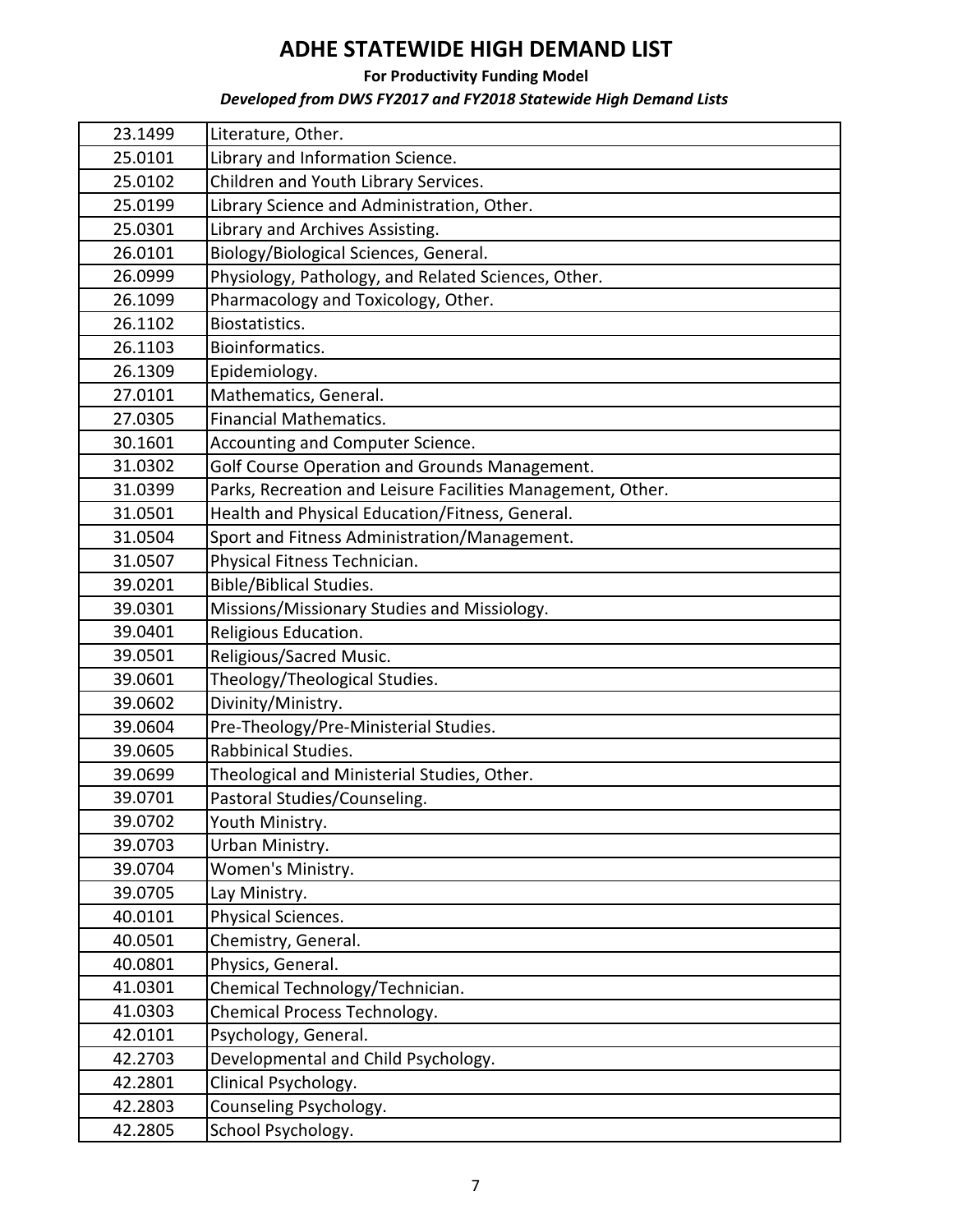# ADHE STATEWIDE HIGH DEMAND LIST

**For Productivity Funding Model**

***Developed from DWS FY2017 and FY2018 Statewide High Demand Lists***

| | |
|---|---|
| 23.1499 | Literature, Other. |
| 25.0101 | Library and Information Science. |
| 25.0102 | Children and Youth Library Services. |
| 25.0199 | Library Science and Administration, Other. |
| 25.0301 | Library and Archives Assisting. |
| 26.0101 | Biology/Biological Sciences, General. |
| 26.0999 | Physiology, Pathology, and Related Sciences, Other. |
| 26.1099 | Pharmacology and Toxicology, Other. |
| 26.1102 | Biostatistics. |
| 26.1103 | Bioinformatics. |
| 26.1309 | Epidemiology. |
| 27.0101 | Mathematics, General. |
| 27.0305 | Financial Mathematics. |
| 30.1601 | Accounting and Computer Science. |
| 31.0302 | Golf Course Operation and Grounds Management. |
| 31.0399 | Parks, Recreation and Leisure Facilities Management, Other. |
| 31.0501 | Health and Physical Education/Fitness, General. |
| 31.0504 | Sport and Fitness Administration/Management. |
| 31.0507 | Physical Fitness Technician. |
| 39.0201 | Bible/Biblical Studies. |
| 39.0301 | Missions/Missionary Studies and Missiology. |
| 39.0401 | Religious Education. |
| 39.0501 | Religious/Sacred Music. |
| 39.0601 | Theology/Theological Studies. |
| 39.0602 | Divinity/Ministry. |
| 39.0604 | Pre-Theology/Pre-Ministerial Studies. |
| 39.0605 | Rabbinical Studies. |
| 39.0699 | Theological and Ministerial Studies, Other. |
| 39.0701 | Pastoral Studies/Counseling. |
| 39.0702 | Youth Ministry. |
| 39.0703 | Urban Ministry. |
| 39.0704 | Women's Ministry. |
| 39.0705 | Lay Ministry. |
| 40.0101 | Physical Sciences. |
| 40.0501 | Chemistry, General. |
| 40.0801 | Physics, General. |
| 41.0301 | Chemical Technology/Technician. |
| 41.0303 | Chemical Process Technology. |
| 42.0101 | Psychology, General. |
| 42.2703 | Developmental and Child Psychology. |
| 42.2801 | Clinical Psychology. |
| 42.2803 | Counseling Psychology. |
| 42.2805 | School Psychology. |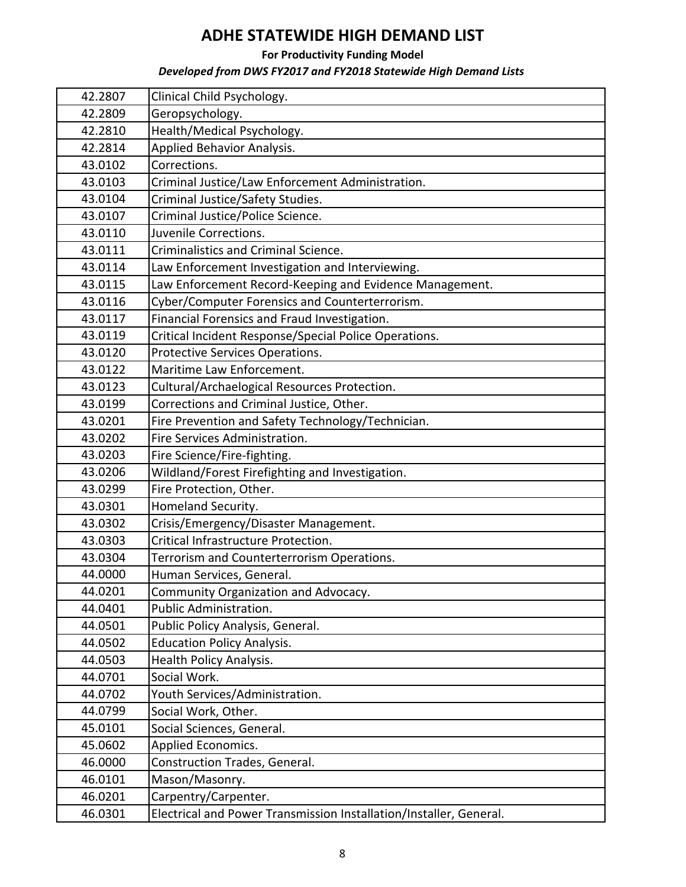# ADHE STATEWIDE HIGH DEMAND LIST

**For Productivity Funding Model**

***Developed from DWS FY2017 and FY2018 Statewide High Demand Lists***

| | |
|---|---|
| 42.2807 | Clinical Child Psychology. |
| 42.2809 | Geropsychology. |
| 42.2810 | Health/Medical Psychology. |
| 42.2814 | Applied Behavior Analysis. |
| 43.0102 | Corrections. |
| 43.0103 | Criminal Justice/Law Enforcement Administration. |
| 43.0104 | Criminal Justice/Safety Studies. |
| 43.0107 | Criminal Justice/Police Science. |
| 43.0110 | Juvenile Corrections. |
| 43.0111 | Criminalistics and Criminal Science. |
| 43.0114 | Law Enforcement Investigation and Interviewing. |
| 43.0115 | Law Enforcement Record-Keeping and Evidence Management. |
| 43.0116 | Cyber/Computer Forensics and Counterterrorism. |
| 43.0117 | Financial Forensics and Fraud Investigation. |
| 43.0119 | Critical Incident Response/Special Police Operations. |
| 43.0120 | Protective Services Operations. |
| 43.0122 | Maritime Law Enforcement. |
| 43.0123 | Cultural/Archaelogical Resources Protection. |
| 43.0199 | Corrections and Criminal Justice, Other. |
| 43.0201 | Fire Prevention and Safety Technology/Technician. |
| 43.0202 | Fire Services Administration. |
| 43.0203 | Fire Science/Fire-fighting. |
| 43.0206 | Wildland/Forest Firefighting and Investigation. |
| 43.0299 | Fire Protection, Other. |
| 43.0301 | Homeland Security. |
| 43.0302 | Crisis/Emergency/Disaster Management. |
| 43.0303 | Critical Infrastructure Protection. |
| 43.0304 | Terrorism and Counterterrorism Operations. |
| 44.0000 | Human Services, General. |
| 44.0201 | Community Organization and Advocacy. |
| 44.0401 | Public Administration. |
| 44.0501 | Public Policy Analysis, General. |
| 44.0502 | Education Policy Analysis. |
| 44.0503 | Health Policy Analysis. |
| 44.0701 | Social Work. |
| 44.0702 | Youth Services/Administration. |
| 44.0799 | Social Work, Other. |
| 45.0101 | Social Sciences, General. |
| 45.0602 | Applied Economics. |
| 46.0000 | Construction Trades, General. |
| 46.0101 | Mason/Masonry. |
| 46.0201 | Carpentry/Carpenter. |
| 46.0301 | Electrical and Power Transmission Installation/Installer, General. |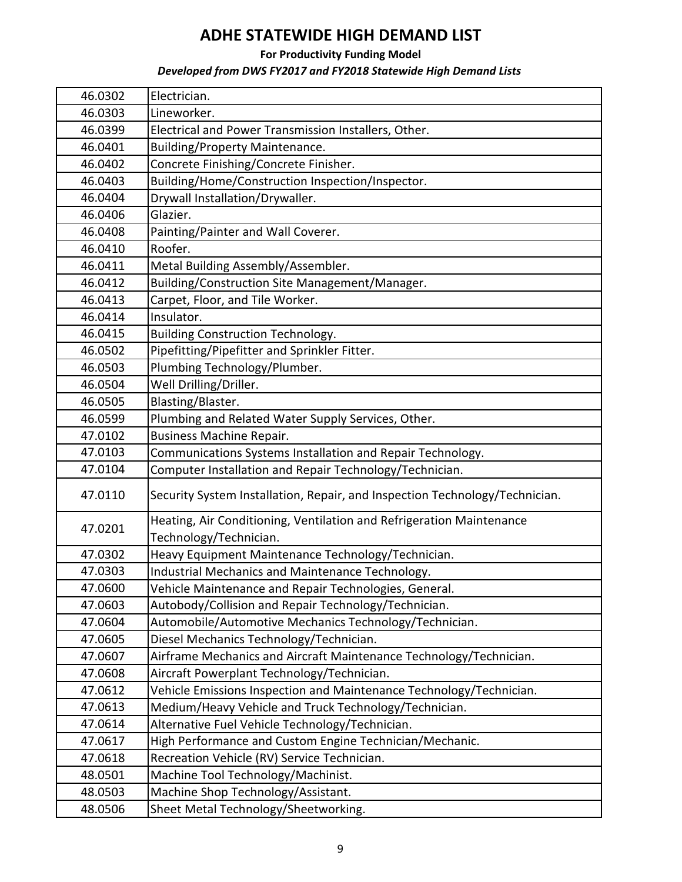# ADHE STATEWIDE HIGH DEMAND LIST

**For Productivity Funding Model**

***Developed from DWS FY2017 and FY2018 Statewide High Demand Lists***

| | |
|---|---|
| 46.0302 | Electrician. |
| 46.0303 | Lineworker. |
| 46.0399 | Electrical and Power Transmission Installers, Other. |
| 46.0401 | Building/Property Maintenance. |
| 46.0402 | Concrete Finishing/Concrete Finisher. |
| 46.0403 | Building/Home/Construction Inspection/Inspector. |
| 46.0404 | Drywall Installation/Drywaller. |
| 46.0406 | Glazier. |
| 46.0408 | Painting/Painter and Wall Coverer. |
| 46.0410 | Roofer. |
| 46.0411 | Metal Building Assembly/Assembler. |
| 46.0412 | Building/Construction Site Management/Manager. |
| 46.0413 | Carpet, Floor, and Tile Worker. |
| 46.0414 | Insulator. |
| 46.0415 | Building Construction Technology. |
| 46.0502 | Pipefitting/Pipefitter and Sprinkler Fitter. |
| 46.0503 | Plumbing Technology/Plumber. |
| 46.0504 | Well Drilling/Driller. |
| 46.0505 | Blasting/Blaster. |
| 46.0599 | Plumbing and Related Water Supply Services, Other. |
| 47.0102 | Business Machine Repair. |
| 47.0103 | Communications Systems Installation and Repair Technology. |
| 47.0104 | Computer Installation and Repair Technology/Technician. |
| 47.0110 | Security System Installation, Repair, and Inspection Technology/Technician. |
| 47.0201 | Heating, Air Conditioning, Ventilation and Refrigeration Maintenance Technology/Technician. |
| 47.0302 | Heavy Equipment Maintenance Technology/Technician. |
| 47.0303 | Industrial Mechanics and Maintenance Technology. |
| 47.0600 | Vehicle Maintenance and Repair Technologies, General. |
| 47.0603 | Autobody/Collision and Repair Technology/Technician. |
| 47.0604 | Automobile/Automotive Mechanics Technology/Technician. |
| 47.0605 | Diesel Mechanics Technology/Technician. |
| 47.0607 | Airframe Mechanics and Aircraft Maintenance Technology/Technician. |
| 47.0608 | Aircraft Powerplant Technology/Technician. |
| 47.0612 | Vehicle Emissions Inspection and Maintenance Technology/Technician. |
| 47.0613 | Medium/Heavy Vehicle and Truck Technology/Technician. |
| 47.0614 | Alternative Fuel Vehicle Technology/Technician. |
| 47.0617 | High Performance and Custom Engine Technician/Mechanic. |
| 47.0618 | Recreation Vehicle (RV) Service Technician. |
| 48.0501 | Machine Tool Technology/Machinist. |
| 48.0503 | Machine Shop Technology/Assistant. |
| 48.0506 | Sheet Metal Technology/Sheetworking. |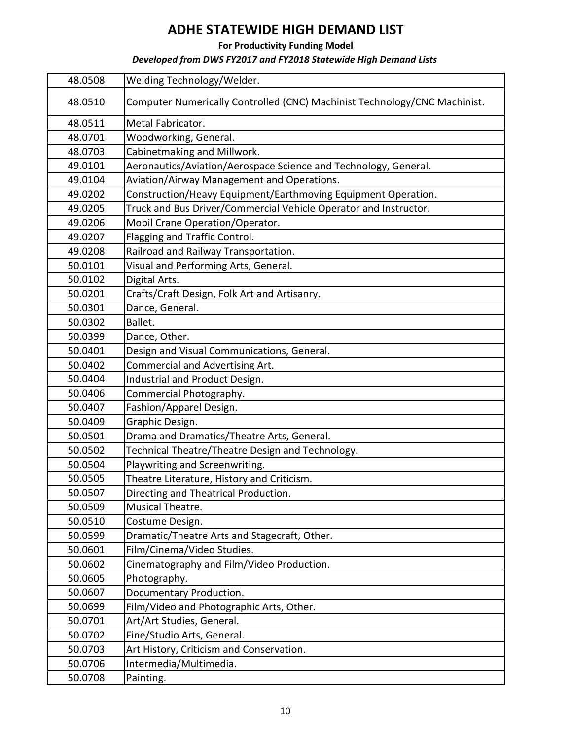# ADHE STATEWIDE HIGH DEMAND LIST

**For Productivity Funding Model**

***Developed from DWS FY2017 and FY2018 Statewide High Demand Lists***

| | |
|---|---|
| 48.0508 | Welding Technology/Welder. |
| 48.0510 | Computer Numerically Controlled (CNC) Machinist Technology/CNC Machinist. |
| 48.0511 | Metal Fabricator. |
| 48.0701 | Woodworking, General. |
| 48.0703 | Cabinetmaking and Millwork. |
| 49.0101 | Aeronautics/Aviation/Aerospace Science and Technology, General. |
| 49.0104 | Aviation/Airway Management and Operations. |
| 49.0202 | Construction/Heavy Equipment/Earthmoving Equipment Operation. |
| 49.0205 | Truck and Bus Driver/Commercial Vehicle Operator and Instructor. |
| 49.0206 | Mobil Crane Operation/Operator. |
| 49.0207 | Flagging and Traffic Control. |
| 49.0208 | Railroad and Railway Transportation. |
| 50.0101 | Visual and Performing Arts, General. |
| 50.0102 | Digital Arts. |
| 50.0201 | Crafts/Craft Design, Folk Art and Artisanry. |
| 50.0301 | Dance, General. |
| 50.0302 | Ballet. |
| 50.0399 | Dance, Other. |
| 50.0401 | Design and Visual Communications, General. |
| 50.0402 | Commercial and Advertising Art. |
| 50.0404 | Industrial and Product Design. |
| 50.0406 | Commercial Photography. |
| 50.0407 | Fashion/Apparel Design. |
| 50.0409 | Graphic Design. |
| 50.0501 | Drama and Dramatics/Theatre Arts, General. |
| 50.0502 | Technical Theatre/Theatre Design and Technology. |
| 50.0504 | Playwriting and Screenwriting. |
| 50.0505 | Theatre Literature, History and Criticism. |
| 50.0507 | Directing and Theatrical Production. |
| 50.0509 | Musical Theatre. |
| 50.0510 | Costume Design. |
| 50.0599 | Dramatic/Theatre Arts and Stagecraft, Other. |
| 50.0601 | Film/Cinema/Video Studies. |
| 50.0602 | Cinematography and Film/Video Production. |
| 50.0605 | Photography. |
| 50.0607 | Documentary Production. |
| 50.0699 | Film/Video and Photographic Arts, Other. |
| 50.0701 | Art/Art Studies, General. |
| 50.0702 | Fine/Studio Arts, General. |
| 50.0703 | Art History, Criticism and Conservation. |
| 50.0706 | Intermedia/Multimedia. |
| 50.0708 | Painting. |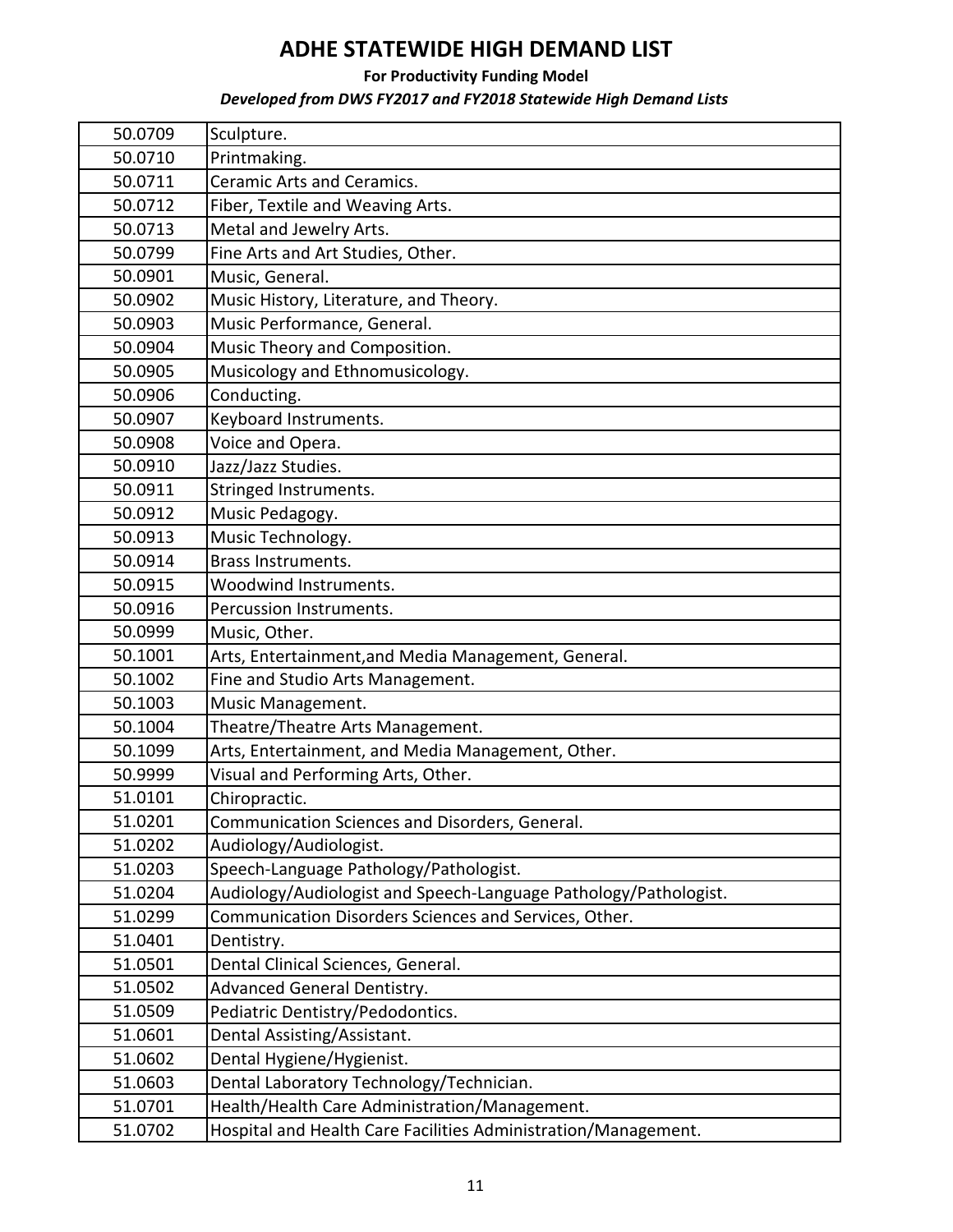# ADHE STATEWIDE HIGH DEMAND LIST

**For Productivity Funding Model**

***Developed from DWS FY2017 and FY2018 Statewide High Demand Lists***

| | |
|---|---|
| 50.0709 | Sculpture. |
| 50.0710 | Printmaking. |
| 50.0711 | Ceramic Arts and Ceramics. |
| 50.0712 | Fiber, Textile and Weaving Arts. |
| 50.0713 | Metal and Jewelry Arts. |
| 50.0799 | Fine Arts and Art Studies, Other. |
| 50.0901 | Music, General. |
| 50.0902 | Music History, Literature, and Theory. |
| 50.0903 | Music Performance, General. |
| 50.0904 | Music Theory and Composition. |
| 50.0905 | Musicology and Ethnomusicology. |
| 50.0906 | Conducting. |
| 50.0907 | Keyboard Instruments. |
| 50.0908 | Voice and Opera. |
| 50.0910 | Jazz/Jazz Studies. |
| 50.0911 | Stringed Instruments. |
| 50.0912 | Music Pedagogy. |
| 50.0913 | Music Technology. |
| 50.0914 | Brass Instruments. |
| 50.0915 | Woodwind Instruments. |
| 50.0916 | Percussion Instruments. |
| 50.0999 | Music, Other. |
| 50.1001 | Arts, Entertainment,and Media Management, General. |
| 50.1002 | Fine and Studio Arts Management. |
| 50.1003 | Music Management. |
| 50.1004 | Theatre/Theatre Arts Management. |
| 50.1099 | Arts, Entertainment, and Media Management, Other. |
| 50.9999 | Visual and Performing Arts, Other. |
| 51.0101 | Chiropractic. |
| 51.0201 | Communication Sciences and Disorders, General. |
| 51.0202 | Audiology/Audiologist. |
| 51.0203 | Speech-Language Pathology/Pathologist. |
| 51.0204 | Audiology/Audiologist and Speech-Language Pathology/Pathologist. |
| 51.0299 | Communication Disorders Sciences and Services, Other. |
| 51.0401 | Dentistry. |
| 51.0501 | Dental Clinical Sciences, General. |
| 51.0502 | Advanced General Dentistry. |
| 51.0509 | Pediatric Dentistry/Pedodontics. |
| 51.0601 | Dental Assisting/Assistant. |
| 51.0602 | Dental Hygiene/Hygienist. |
| 51.0603 | Dental Laboratory Technology/Technician. |
| 51.0701 | Health/Health Care Administration/Management. |
| 51.0702 | Hospital and Health Care Facilities Administration/Management. |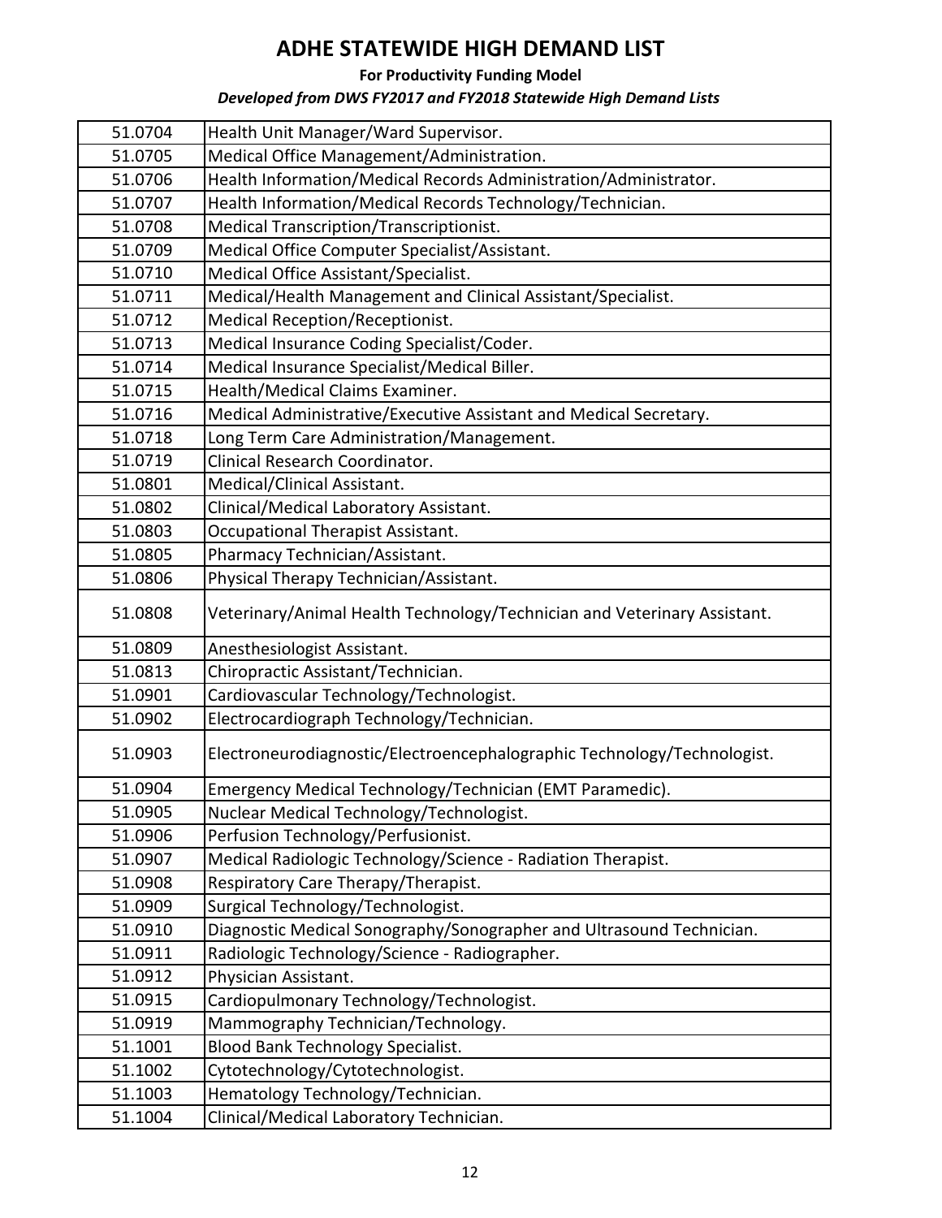# ADHE STATEWIDE HIGH DEMAND LIST

**For Productivity Funding Model**

***Developed from DWS FY2017 and FY2018 Statewide High Demand Lists***

| | |
|---|---|
| 51.0704 | Health Unit Manager/Ward Supervisor. |
| 51.0705 | Medical Office Management/Administration. |
| 51.0706 | Health Information/Medical Records Administration/Administrator. |
| 51.0707 | Health Information/Medical Records Technology/Technician. |
| 51.0708 | Medical Transcription/Transcriptionist. |
| 51.0709 | Medical Office Computer Specialist/Assistant. |
| 51.0710 | Medical Office Assistant/Specialist. |
| 51.0711 | Medical/Health Management and Clinical Assistant/Specialist. |
| 51.0712 | Medical Reception/Receptionist. |
| 51.0713 | Medical Insurance Coding Specialist/Coder. |
| 51.0714 | Medical Insurance Specialist/Medical Biller. |
| 51.0715 | Health/Medical Claims Examiner. |
| 51.0716 | Medical Administrative/Executive Assistant and Medical Secretary. |
| 51.0718 | Long Term Care Administration/Management. |
| 51.0719 | Clinical Research Coordinator. |
| 51.0801 | Medical/Clinical Assistant. |
| 51.0802 | Clinical/Medical Laboratory Assistant. |
| 51.0803 | Occupational Therapist Assistant. |
| 51.0805 | Pharmacy Technician/Assistant. |
| 51.0806 | Physical Therapy Technician/Assistant. |
| 51.0808 | Veterinary/Animal Health Technology/Technician and Veterinary Assistant. |
| 51.0809 | Anesthesiologist Assistant. |
| 51.0813 | Chiropractic Assistant/Technician. |
| 51.0901 | Cardiovascular Technology/Technologist. |
| 51.0902 | Electrocardiograph Technology/Technician. |
| 51.0903 | Electroneurodiagnostic/Electroencephalographic Technology/Technologist. |
| 51.0904 | Emergency Medical Technology/Technician (EMT Paramedic). |
| 51.0905 | Nuclear Medical Technology/Technologist. |
| 51.0906 | Perfusion Technology/Perfusionist. |
| 51.0907 | Medical Radiologic Technology/Science - Radiation Therapist. |
| 51.0908 | Respiratory Care Therapy/Therapist. |
| 51.0909 | Surgical Technology/Technologist. |
| 51.0910 | Diagnostic Medical Sonography/Sonographer and Ultrasound Technician. |
| 51.0911 | Radiologic Technology/Science - Radiographer. |
| 51.0912 | Physician Assistant. |
| 51.0915 | Cardiopulmonary Technology/Technologist. |
| 51.0919 | Mammography Technician/Technology. |
| 51.1001 | Blood Bank Technology Specialist. |
| 51.1002 | Cytotechnology/Cytotechnologist. |
| 51.1003 | Hematology Technology/Technician. |
| 51.1004 | Clinical/Medical Laboratory Technician. |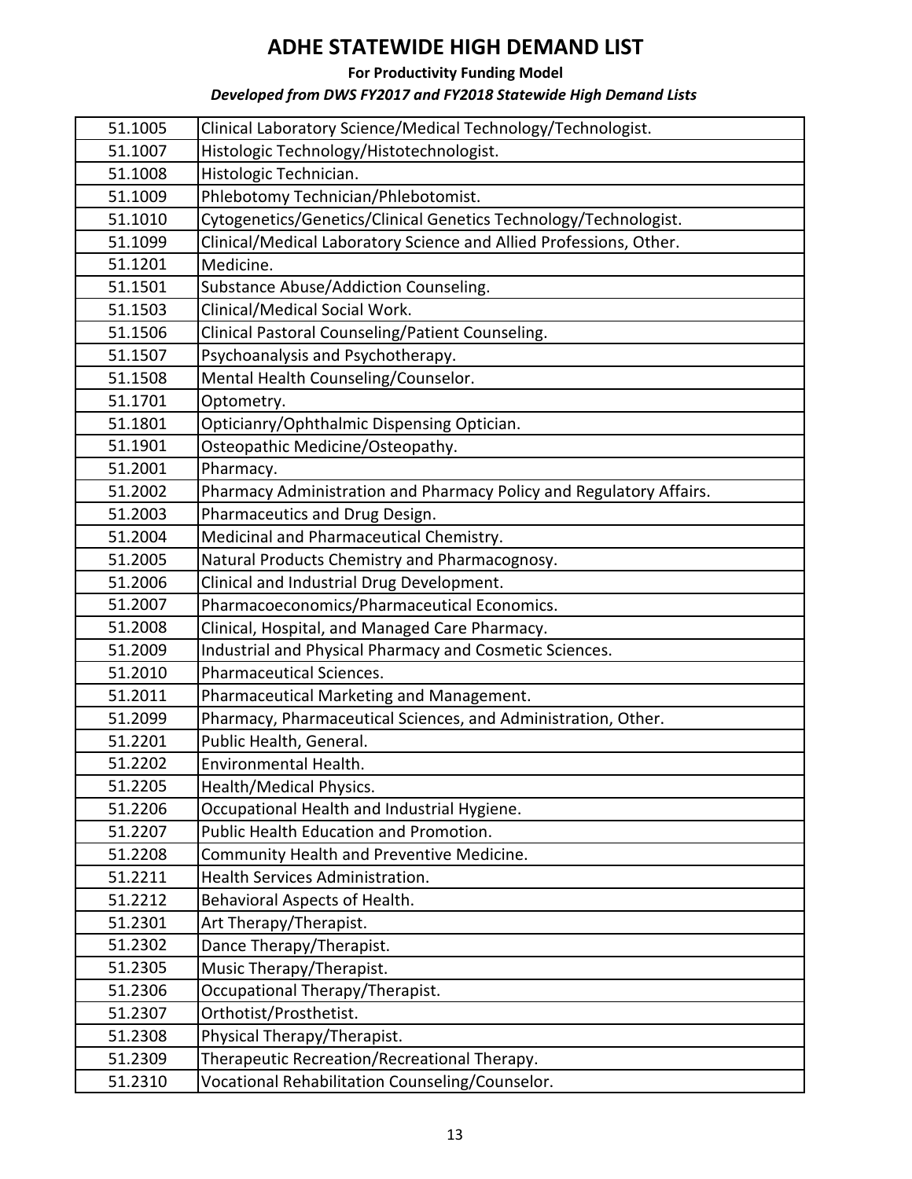# ADHE STATEWIDE HIGH DEMAND LIST

**For Productivity Funding Model**

***Developed from DWS FY2017 and FY2018 Statewide High Demand Lists***

| | |
|---|---|
| 51.1005 | Clinical Laboratory Science/Medical Technology/Technologist. |
| 51.1007 | Histologic Technology/Histotechnologist. |
| 51.1008 | Histologic Technician. |
| 51.1009 | Phlebotomy Technician/Phlebotomist. |
| 51.1010 | Cytogenetics/Genetics/Clinical Genetics Technology/Technologist. |
| 51.1099 | Clinical/Medical Laboratory Science and Allied Professions, Other. |
| 51.1201 | Medicine. |
| 51.1501 | Substance Abuse/Addiction Counseling. |
| 51.1503 | Clinical/Medical Social Work. |
| 51.1506 | Clinical Pastoral Counseling/Patient Counseling. |
| 51.1507 | Psychoanalysis and Psychotherapy. |
| 51.1508 | Mental Health Counseling/Counselor. |
| 51.1701 | Optometry. |
| 51.1801 | Opticianry/Ophthalmic Dispensing Optician. |
| 51.1901 | Osteopathic Medicine/Osteopathy. |
| 51.2001 | Pharmacy. |
| 51.2002 | Pharmacy Administration and Pharmacy Policy and Regulatory Affairs. |
| 51.2003 | Pharmaceutics and Drug Design. |
| 51.2004 | Medicinal and Pharmaceutical Chemistry. |
| 51.2005 | Natural Products Chemistry and Pharmacognosy. |
| 51.2006 | Clinical and Industrial Drug Development. |
| 51.2007 | Pharmacoeconomics/Pharmaceutical Economics. |
| 51.2008 | Clinical, Hospital, and Managed Care Pharmacy. |
| 51.2009 | Industrial and Physical Pharmacy and Cosmetic Sciences. |
| 51.2010 | Pharmaceutical Sciences. |
| 51.2011 | Pharmaceutical Marketing and Management. |
| 51.2099 | Pharmacy, Pharmaceutical Sciences, and Administration, Other. |
| 51.2201 | Public Health, General. |
| 51.2202 | Environmental Health. |
| 51.2205 | Health/Medical Physics. |
| 51.2206 | Occupational Health and Industrial Hygiene. |
| 51.2207 | Public Health Education and Promotion. |
| 51.2208 | Community Health and Preventive Medicine. |
| 51.2211 | Health Services Administration. |
| 51.2212 | Behavioral Aspects of Health. |
| 51.2301 | Art Therapy/Therapist. |
| 51.2302 | Dance Therapy/Therapist. |
| 51.2305 | Music Therapy/Therapist. |
| 51.2306 | Occupational Therapy/Therapist. |
| 51.2307 | Orthotist/Prosthetist. |
| 51.2308 | Physical Therapy/Therapist. |
| 51.2309 | Therapeutic Recreation/Recreational Therapy. |
| 51.2310 | Vocational Rehabilitation Counseling/Counselor. |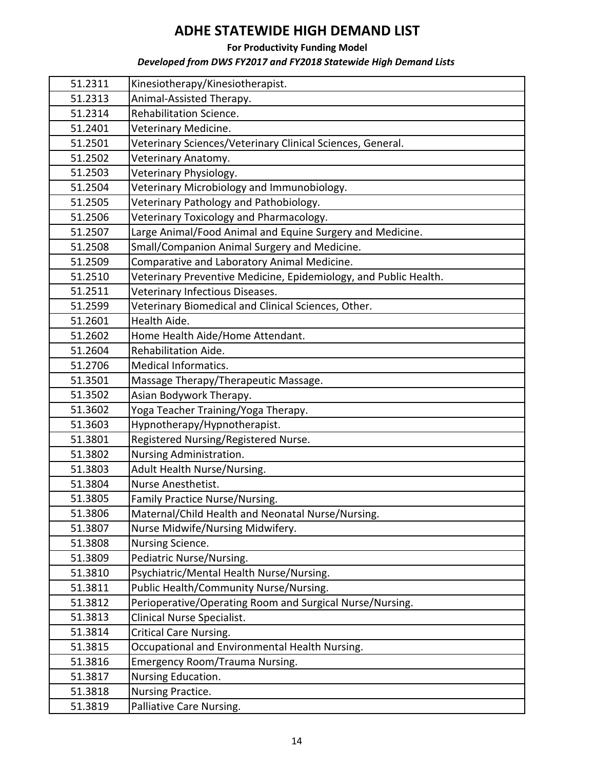# ADHE STATEWIDE HIGH DEMAND LIST

**For Productivity Funding Model**

***Developed from DWS FY2017 and FY2018 Statewide High Demand Lists***

| | |
|---|---|
| 51.2311 | Kinesiotherapy/Kinesiotherapist. |
| 51.2313 | Animal-Assisted Therapy. |
| 51.2314 | Rehabilitation Science. |
| 51.2401 | Veterinary Medicine. |
| 51.2501 | Veterinary Sciences/Veterinary Clinical Sciences, General. |
| 51.2502 | Veterinary Anatomy. |
| 51.2503 | Veterinary Physiology. |
| 51.2504 | Veterinary Microbiology and Immunobiology. |
| 51.2505 | Veterinary Pathology and Pathobiology. |
| 51.2506 | Veterinary Toxicology and Pharmacology. |
| 51.2507 | Large Animal/Food Animal and Equine Surgery and Medicine. |
| 51.2508 | Small/Companion Animal Surgery and Medicine. |
| 51.2509 | Comparative and Laboratory Animal Medicine. |
| 51.2510 | Veterinary Preventive Medicine, Epidemiology, and Public Health. |
| 51.2511 | Veterinary Infectious Diseases. |
| 51.2599 | Veterinary Biomedical and Clinical Sciences, Other. |
| 51.2601 | Health Aide. |
| 51.2602 | Home Health Aide/Home Attendant. |
| 51.2604 | Rehabilitation Aide. |
| 51.2706 | Medical Informatics. |
| 51.3501 | Massage Therapy/Therapeutic Massage. |
| 51.3502 | Asian Bodywork Therapy. |
| 51.3602 | Yoga Teacher Training/Yoga Therapy. |
| 51.3603 | Hypnotherapy/Hypnotherapist. |
| 51.3801 | Registered Nursing/Registered Nurse. |
| 51.3802 | Nursing Administration. |
| 51.3803 | Adult Health Nurse/Nursing. |
| 51.3804 | Nurse Anesthetist. |
| 51.3805 | Family Practice Nurse/Nursing. |
| 51.3806 | Maternal/Child Health and Neonatal Nurse/Nursing. |
| 51.3807 | Nurse Midwife/Nursing Midwifery. |
| 51.3808 | Nursing Science. |
| 51.3809 | Pediatric Nurse/Nursing. |
| 51.3810 | Psychiatric/Mental Health Nurse/Nursing. |
| 51.3811 | Public Health/Community Nurse/Nursing. |
| 51.3812 | Perioperative/Operating Room and Surgical Nurse/Nursing. |
| 51.3813 | Clinical Nurse Specialist. |
| 51.3814 | Critical Care Nursing. |
| 51.3815 | Occupational and Environmental Health Nursing. |
| 51.3816 | Emergency Room/Trauma Nursing. |
| 51.3817 | Nursing Education. |
| 51.3818 | Nursing Practice. |
| 51.3819 | Palliative Care Nursing. |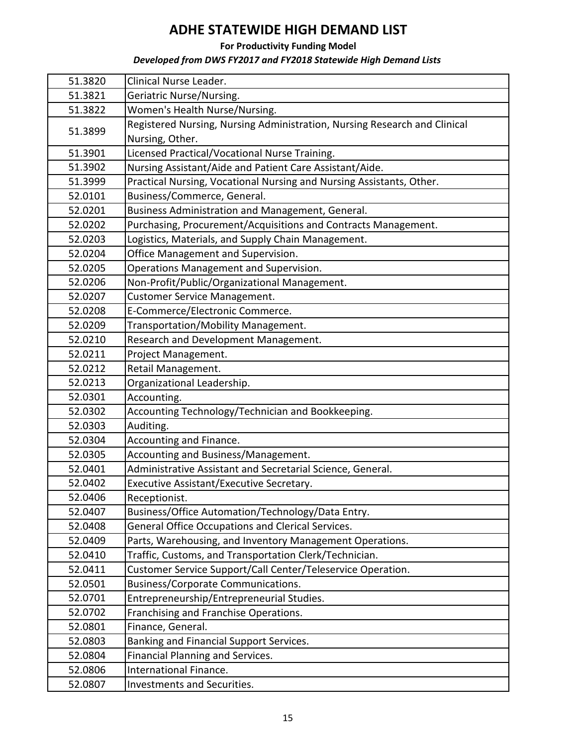# ADHE STATEWIDE HIGH DEMAND LIST

**For Productivity Funding Model**

***Developed from DWS FY2017 and FY2018 Statewide High Demand Lists***

| | |
|---|---|
| 51.3820 | Clinical Nurse Leader. |
| 51.3821 | Geriatric Nurse/Nursing. |
| 51.3822 | Women's Health Nurse/Nursing. |
| 51.3899 | Registered Nursing, Nursing Administration, Nursing Research and Clinical Nursing, Other. |
| 51.3901 | Licensed Practical/Vocational Nurse Training. |
| 51.3902 | Nursing Assistant/Aide and Patient Care Assistant/Aide. |
| 51.3999 | Practical Nursing, Vocational Nursing and Nursing Assistants, Other. |
| 52.0101 | Business/Commerce, General. |
| 52.0201 | Business Administration and Management, General. |
| 52.0202 | Purchasing, Procurement/Acquisitions and Contracts Management. |
| 52.0203 | Logistics, Materials, and Supply Chain Management. |
| 52.0204 | Office Management and Supervision. |
| 52.0205 | Operations Management and Supervision. |
| 52.0206 | Non-Profit/Public/Organizational Management. |
| 52.0207 | Customer Service Management. |
| 52.0208 | E-Commerce/Electronic Commerce. |
| 52.0209 | Transportation/Mobility Management. |
| 52.0210 | Research and Development Management. |
| 52.0211 | Project Management. |
| 52.0212 | Retail Management. |
| 52.0213 | Organizational Leadership. |
| 52.0301 | Accounting. |
| 52.0302 | Accounting Technology/Technician and Bookkeeping. |
| 52.0303 | Auditing. |
| 52.0304 | Accounting and Finance. |
| 52.0305 | Accounting and Business/Management. |
| 52.0401 | Administrative Assistant and Secretarial Science, General. |
| 52.0402 | Executive Assistant/Executive Secretary. |
| 52.0406 | Receptionist. |
| 52.0407 | Business/Office Automation/Technology/Data Entry. |
| 52.0408 | General Office Occupations and Clerical Services. |
| 52.0409 | Parts, Warehousing, and Inventory Management Operations. |
| 52.0410 | Traffic, Customs, and Transportation Clerk/Technician. |
| 52.0411 | Customer Service Support/Call Center/Teleservice Operation. |
| 52.0501 | Business/Corporate Communications. |
| 52.0701 | Entrepreneurship/Entrepreneurial Studies. |
| 52.0702 | Franchising and Franchise Operations. |
| 52.0801 | Finance, General. |
| 52.0803 | Banking and Financial Support Services. |
| 52.0804 | Financial Planning and Services. |
| 52.0806 | International Finance. |
| 52.0807 | Investments and Securities. |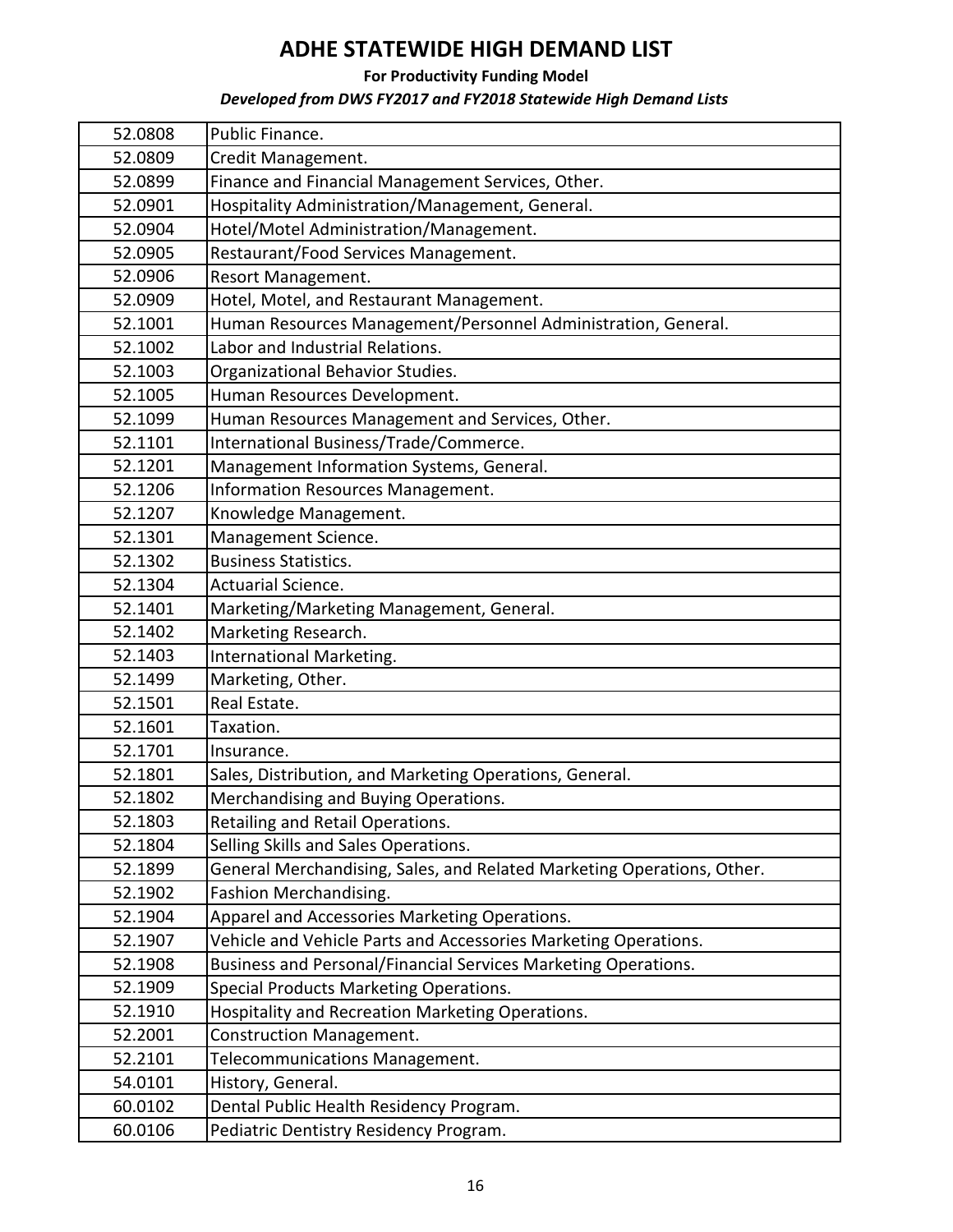# ADHE STATEWIDE HIGH DEMAND LIST

**For Productivity Funding Model**

***Developed from DWS FY2017 and FY2018 Statewide High Demand Lists***

| | |
|---|---|
| 52.0808 | Public Finance. |
| 52.0809 | Credit Management. |
| 52.0899 | Finance and Financial Management Services, Other. |
| 52.0901 | Hospitality Administration/Management, General. |
| 52.0904 | Hotel/Motel Administration/Management. |
| 52.0905 | Restaurant/Food Services Management. |
| 52.0906 | Resort Management. |
| 52.0909 | Hotel, Motel, and Restaurant Management. |
| 52.1001 | Human Resources Management/Personnel Administration, General. |
| 52.1002 | Labor and Industrial Relations. |
| 52.1003 | Organizational Behavior Studies. |
| 52.1005 | Human Resources Development. |
| 52.1099 | Human Resources Management and Services, Other. |
| 52.1101 | International Business/Trade/Commerce. |
| 52.1201 | Management Information Systems, General. |
| 52.1206 | Information Resources Management. |
| 52.1207 | Knowledge Management. |
| 52.1301 | Management Science. |
| 52.1302 | Business Statistics. |
| 52.1304 | Actuarial Science. |
| 52.1401 | Marketing/Marketing Management, General. |
| 52.1402 | Marketing Research. |
| 52.1403 | International Marketing. |
| 52.1499 | Marketing, Other. |
| 52.1501 | Real Estate. |
| 52.1601 | Taxation. |
| 52.1701 | Insurance. |
| 52.1801 | Sales, Distribution, and Marketing Operations, General. |
| 52.1802 | Merchandising and Buying Operations. |
| 52.1803 | Retailing and Retail Operations. |
| 52.1804 | Selling Skills and Sales Operations. |
| 52.1899 | General Merchandising, Sales, and Related Marketing Operations, Other. |
| 52.1902 | Fashion Merchandising. |
| 52.1904 | Apparel and Accessories Marketing Operations. |
| 52.1907 | Vehicle and Vehicle Parts and Accessories Marketing Operations. |
| 52.1908 | Business and Personal/Financial Services Marketing Operations. |
| 52.1909 | Special Products Marketing Operations. |
| 52.1910 | Hospitality and Recreation Marketing Operations. |
| 52.2001 | Construction Management. |
| 52.2101 | Telecommunications Management. |
| 54.0101 | History, General. |
| 60.0102 | Dental Public Health Residency Program. |
| 60.0106 | Pediatric Dentistry Residency Program. |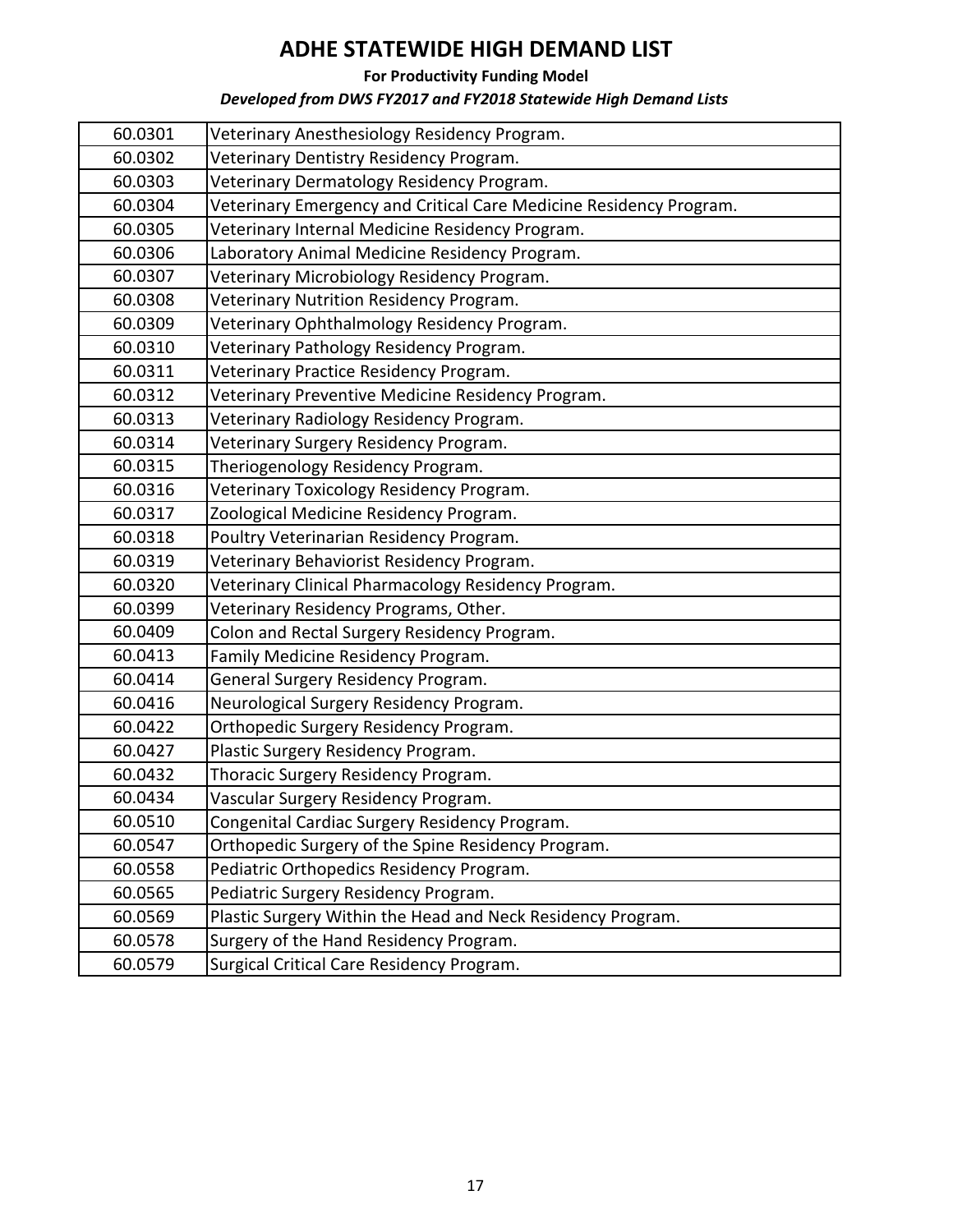# ADHE STATEWIDE HIGH DEMAND LIST

**For Productivity Funding Model**

***Developed from DWS FY2017 and FY2018 Statewide High Demand Lists***

| | |
|---|---|
| 60.0301 | Veterinary Anesthesiology Residency Program. |
| 60.0302 | Veterinary Dentistry Residency Program. |
| 60.0303 | Veterinary Dermatology Residency Program. |
| 60.0304 | Veterinary Emergency and Critical Care Medicine Residency Program. |
| 60.0305 | Veterinary Internal Medicine Residency Program. |
| 60.0306 | Laboratory Animal Medicine Residency Program. |
| 60.0307 | Veterinary Microbiology Residency Program. |
| 60.0308 | Veterinary Nutrition Residency Program. |
| 60.0309 | Veterinary Ophthalmology Residency Program. |
| 60.0310 | Veterinary Pathology Residency Program. |
| 60.0311 | Veterinary Practice Residency Program. |
| 60.0312 | Veterinary Preventive Medicine Residency Program. |
| 60.0313 | Veterinary Radiology Residency Program. |
| 60.0314 | Veterinary Surgery Residency Program. |
| 60.0315 | Theriogenology Residency Program. |
| 60.0316 | Veterinary Toxicology Residency Program. |
| 60.0317 | Zoological Medicine Residency Program. |
| 60.0318 | Poultry Veterinarian Residency Program. |
| 60.0319 | Veterinary Behaviorist Residency Program. |
| 60.0320 | Veterinary Clinical Pharmacology Residency Program. |
| 60.0399 | Veterinary Residency Programs, Other. |
| 60.0409 | Colon and Rectal Surgery Residency Program. |
| 60.0413 | Family Medicine Residency Program. |
| 60.0414 | General Surgery Residency Program. |
| 60.0416 | Neurological Surgery Residency Program. |
| 60.0422 | Orthopedic Surgery Residency Program. |
| 60.0427 | Plastic Surgery Residency Program. |
| 60.0432 | Thoracic Surgery Residency Program. |
| 60.0434 | Vascular Surgery Residency Program. |
| 60.0510 | Congenital Cardiac Surgery Residency Program. |
| 60.0547 | Orthopedic Surgery of the Spine Residency Program. |
| 60.0558 | Pediatric Orthopedics Residency Program. |
| 60.0565 | Pediatric Surgery Residency Program. |
| 60.0569 | Plastic Surgery Within the Head and Neck Residency Program. |
| 60.0578 | Surgery of the Hand Residency Program. |
| 60.0579 | Surgical Critical Care Residency Program. |